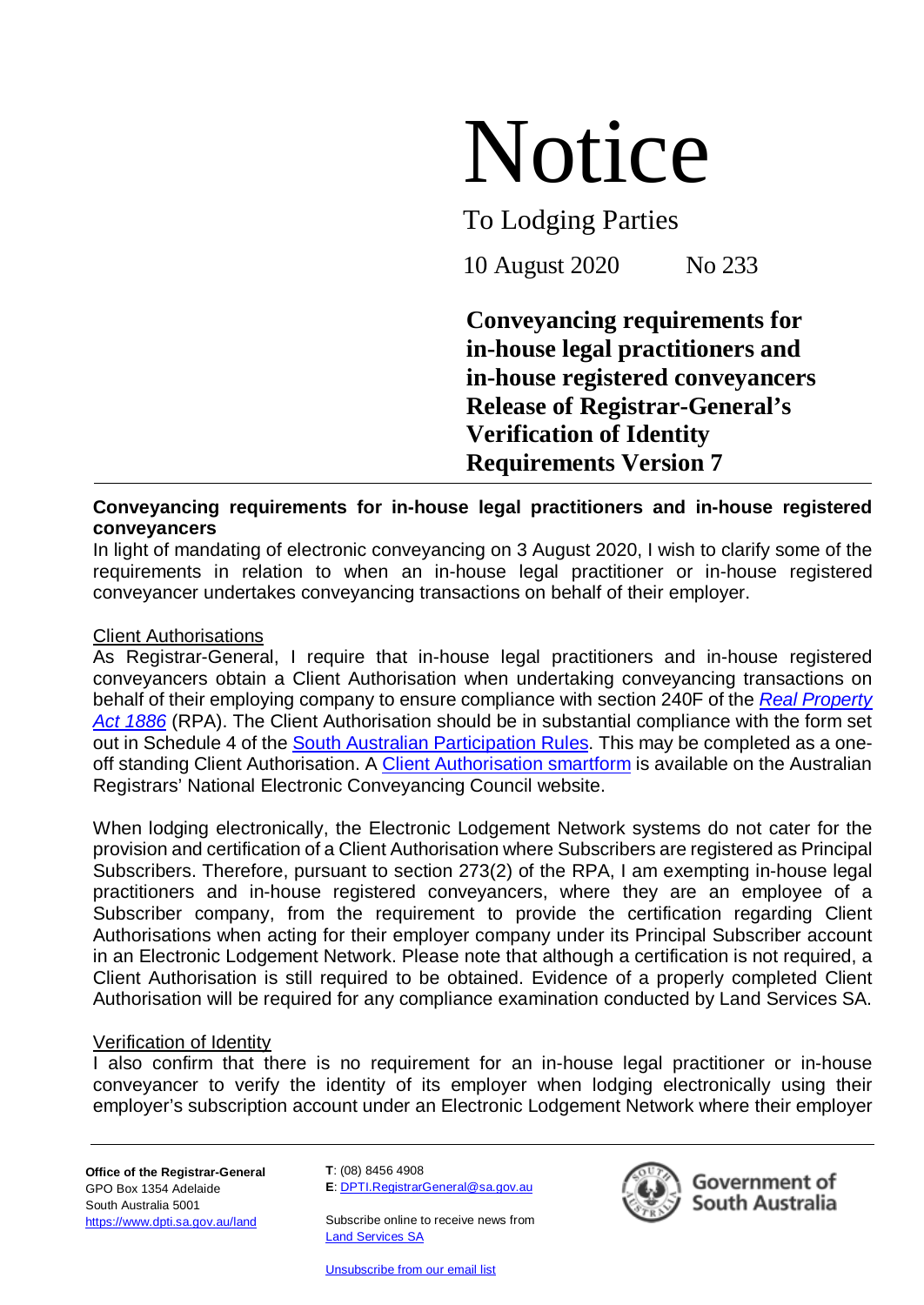# Notice

To Lodging Parties

10 August 2020 No 233

**Conveyancing requirements for in-house legal practitioners and in-house registered conveyancers Release of Registrar-General's Verification of Identity Requirements Version 7**

---

**Conveyancing requirements for in-house legal practitioners and in-house registered conveyancers**

In light of mandating of electronic conveyancing on 3 August 2020, I wish to clarify some of the requirements in relation to when an in-house legal practitioner or in-house registered conveyancer undertakes conveyancing transactions on behalf of their employer.

Client Authorisations

As Registrar-General, I require that in-house legal practitioners and in-house registered conveyancers obtain a Client Authorisation when undertaking conveyancing transactions on behalf of their employing company to ensure compliance with section 240F of the *Real Property Act 1886* (RPA). The Client Authorisation should be in substantial compliance with the form set out in Schedule 4 of the South Australian Participation Rules. This may be completed as a one-off standing Client Authorisation. A Client Authorisation smartform is available on the Australian Registrars' National Electronic Conveyancing Council website.

When lodging electronically, the Electronic Lodgement Network systems do not cater for the provision and certification of a Client Authorisation where Subscribers are registered as Principal Subscribers. Therefore, pursuant to section 273(2) of the RPA, I am exempting in-house legal practitioners and in-house registered conveyancers, where they are an employee of a Subscriber company, from the requirement to provide the certification regarding Client Authorisations when acting for their employer company under its Principal Subscriber account in an Electronic Lodgement Network. Please note that although a certification is not required, a Client Authorisation is still required to be obtained. Evidence of a properly completed Client Authorisation will be required for any compliance examination conducted by Land Services SA.

Verification of Identity

I also confirm that there is no requirement for an in-house legal practitioner or in-house conveyancer to verify the identity of its employer when lodging electronically using their employer's subscription account under an Electronic Lodgement Network where their employer

---

**Office of the Registrar-General**
GPO Box 1354 Adelaide
South Australia 5001
https://www.dpti.sa.gov.au/land

T: (08) 8456 4908
E: DPTI.RegistrarGeneral@sa.gov.au

Subscribe online to receive news from Land Services SA

Unsubscribe from our email list

Government of South Australia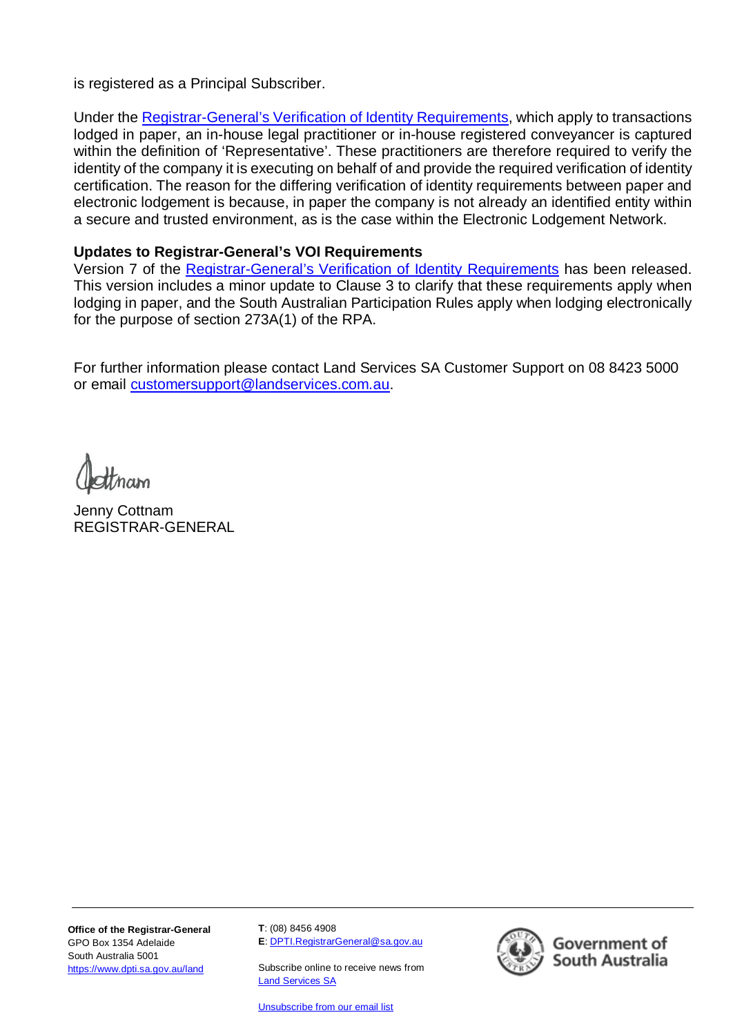is registered as a Principal Subscriber.

Under the Registrar-General's Verification of Identity Requirements, which apply to transactions lodged in paper, an in-house legal practitioner or in-house registered conveyancer is captured within the definition of 'Representative'. These practitioners are therefore required to verify the identity of the company it is executing on behalf of and provide the required verification of identity certification. The reason for the differing verification of identity requirements between paper and electronic lodgement is because, in paper the company is not already an identified entity within a secure and trusted environment, as is the case within the Electronic Lodgement Network.

**Updates to Registrar-General's VOI Requirements**

Version 7 of the Registrar-General's Verification of Identity Requirements has been released. This version includes a minor update to Clause 3 to clarify that these requirements apply when lodging in paper, and the South Australian Participation Rules apply when lodging electronically for the purpose of section 273A(1) of the RPA.

For further information please contact Land Services SA Customer Support on 08 8423 5000 or email customersupport@landservices.com.au.

Jenny Cottnam
REGISTRAR-GENERAL

**Office of the Registrar-General**
GPO Box 1354 Adelaide
South Australia 5001
https://www.dpti.sa.gov.au/land

**T**: (08) 8456 4908
**E**: DPTI.RegistrarGeneral@sa.gov.au

Subscribe online to receive news from Land Services SA

Unsubscribe from our email list

Government of South Australia